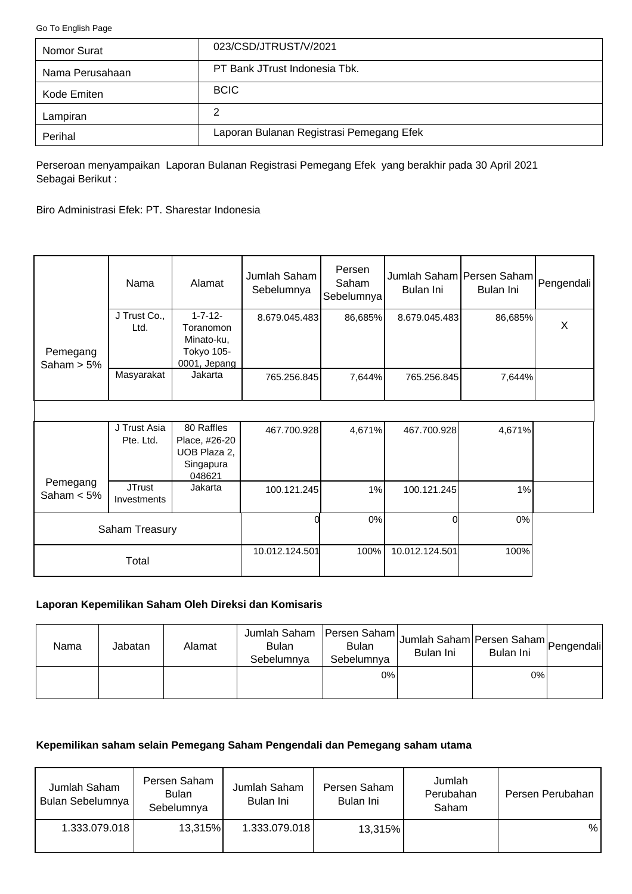Go To English Page

| Nomor Surat | 023/CSD/JTRUST/V/2021 |
|---|---|
| Nama Perusahaan | PT Bank JTrust Indonesia Tbk. |
| Kode Emiten | BCIC |
| Lampiran | 2 |
| Perihal | Laporan Bulanan Registrasi Pemegang Efek |

Perseroan menyampaikan Laporan Bulanan Registrasi Pemegang Efek yang berakhir pada 30 April 2021 Sebagai Berikut :

Biro Administrasi Efek: PT. Sharestar Indonesia

| | Nama | Alamat | Jumlah Saham Sebelumnya | Persen Saham Sebelumnya | Jumlah Saham Bulan Ini | Persen Saham Bulan Ini | Pengendali |
|---|---|---|---|---|---|---|---|
| Pemegang Saham > 5% | J Trust Co., Ltd. | 1-7-12-Toranomon Minato-ku, Tokyo 105-0001, Jepang | 8.679.045.483 | 86,685% | 8.679.045.483 | 86,685% | X |
| | Masyarakat | Jakarta | 765.256.845 | 7,644% | 765.256.845 | 7,644% | |
| | | | | | | | |
| Pemegang Saham < 5% | J Trust Asia Pte. Ltd. | 80 Raffles Place, #26-20 UOB Plaza 2, Singapura 048621 | 467.700.928 | 4,671% | 467.700.928 | 4,671% | |
| | JTrust Investments | Jakarta | 100.121.245 | 1% | 100.121.245 | 1% | |
| Saham Treasury | | | 0 | 0% | 0 | 0% | |
| Total | | | 10.012.124.501 | 100% | 10.012.124.501 | 100% | |

**Laporan Kepemilikan Saham Oleh Direksi dan Komisaris**

| Nama | Jabatan | Alamat | Jumlah Saham Bulan Sebelumnya | Persen Saham Bulan Sebelumnya | Jumlah Saham Bulan Ini | Persen Saham Bulan Ini | Pengendali |
|---|---|---|---|---|---|---|---|
| | | | | 0% | | 0% | |

**Kepemilikan saham selain Pemegang Saham Pengendali dan Pemegang saham utama**

| Jumlah Saham Bulan Sebelumnya | Persen Saham Bulan Sebelumnya | Jumlah Saham Bulan Ini | Persen Saham Bulan Ini | Jumlah Perubahan Saham | Persen Perubahan |
|---|---|---|---|---|---|
| 1.333.079.018 | 13,315% | 1.333.079.018 | 13,315% | | % |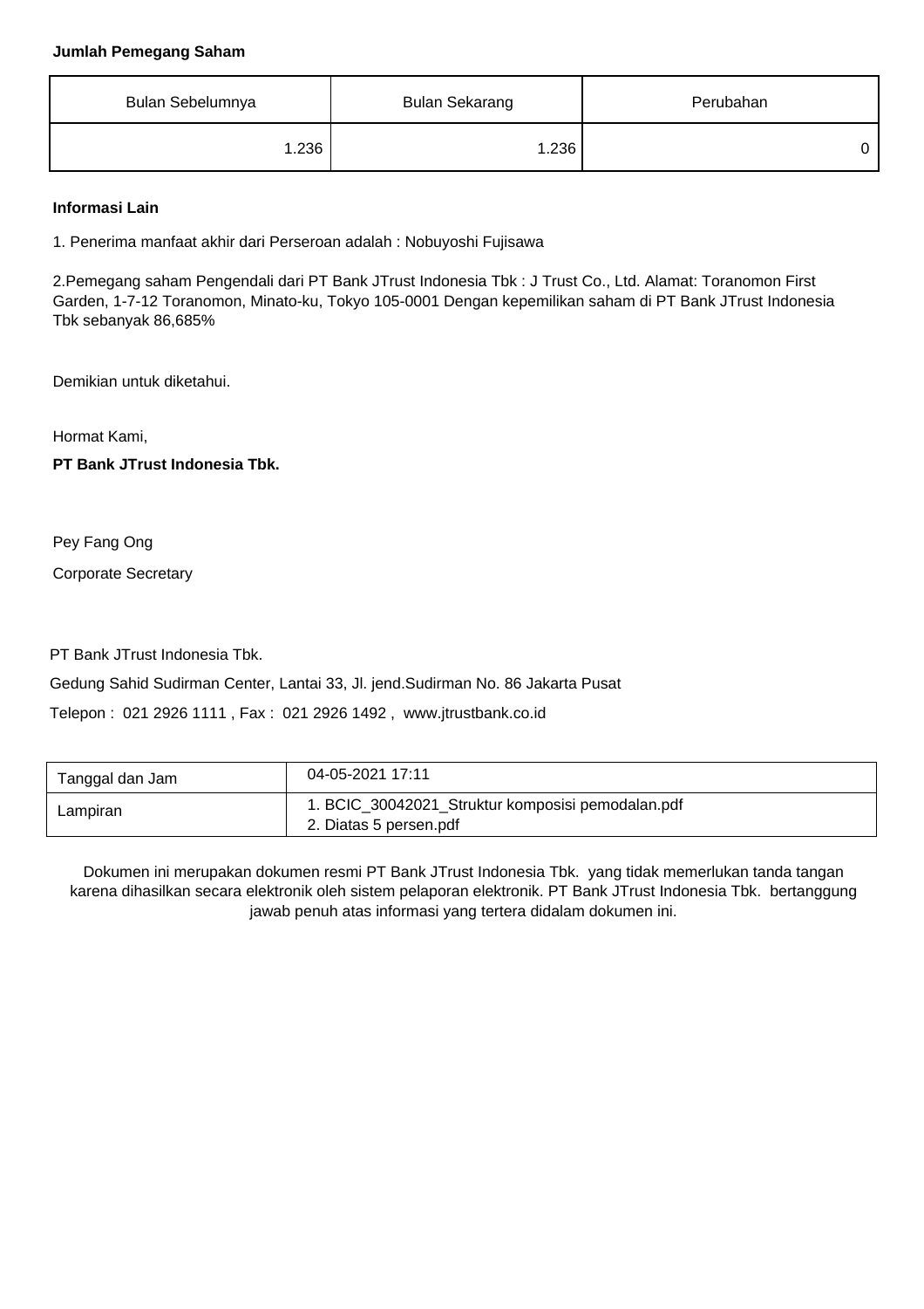**Jumlah Pemegang Saham**

| Bulan Sebelumnya | Bulan Sekarang | Perubahan |
|---|---|---|
| 1.236 | 1.236 | 0 |

**Informasi Lain**

1. Penerima manfaat akhir dari Perseroan adalah : Nobuyoshi Fujisawa

2.Pemegang saham Pengendali dari PT Bank JTrust Indonesia Tbk : J Trust Co., Ltd. Alamat: Toranomon First Garden, 1-7-12 Toranomon, Minato-ku, Tokyo 105-0001 Dengan kepemilikan saham di PT Bank JTrust Indonesia Tbk sebanyak 86,685%

Demikian untuk diketahui.

Hormat Kami,

**PT Bank JTrust Indonesia Tbk.**

Pey Fang Ong

Corporate Secretary

PT Bank JTrust Indonesia Tbk.

Gedung Sahid Sudirman Center, Lantai 33, Jl. jend.Sudirman No. 86 Jakarta Pusat

Telepon : 021 2926 1111 , Fax : 021 2926 1492 , www.jtrustbank.co.id

| Tanggal dan Jam | 04-05-2021 17:11 |
|---|---|
| Lampiran | 1. BCIC_30042021_Struktur komposisi pemodalan.pdf<br>2. Diatas 5 persen.pdf |

Dokumen ini merupakan dokumen resmi PT Bank JTrust Indonesia Tbk. yang tidak memerlukan tanda tangan karena dihasilkan secara elektronik oleh sistem pelaporan elektronik. PT Bank JTrust Indonesia Tbk. bertanggung jawab penuh atas informasi yang tertera didalam dokumen ini.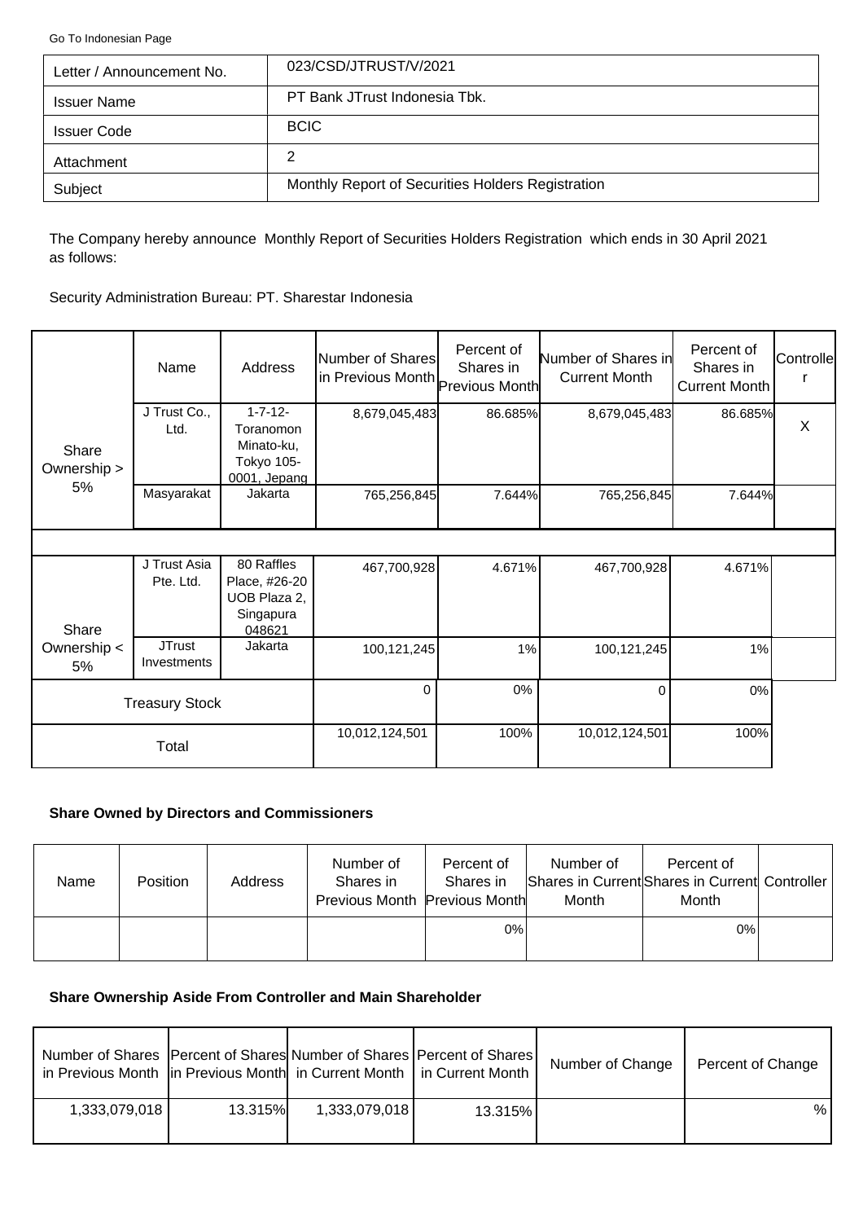Go To Indonesian Page

| Letter / Announcement No. | 023/CSD/JTRUST/V/2021 |
|---|---|
| Issuer Name | PT Bank JTrust Indonesia Tbk. |
| Issuer Code | BCIC |
| Attachment | 2 |
| Subject | Monthly Report of Securities Holders Registration |

The Company hereby announce Monthly Report of Securities Holders Registration which ends in 30 April 2021 as follows:

Security Administration Bureau: PT. Sharestar Indonesia

| | Name | Address | Number of Shares in Previous Month | Percent of Shares in Previous Month | Number of Shares in Current Month | Percent of Shares in Current Month | Controller |
|---|---|---|---|---|---|---|---|
| Share Ownership > 5% | J Trust Co., Ltd. | 1-7-12-Toranomon Minato-ku, Tokyo 105-0001, Jepang | 8,679,045,483 | 86.685% | 8,679,045,483 | 86.685% | X |
| | Masyarakat | Jakarta | 765,256,845 | 7.644% | 765,256,845 | 7.644% | |
| Share Ownership < 5% | J Trust Asia Pte. Ltd. | 80 Raffles Place, #26-20 UOB Plaza 2, Singapura 048621 | 467,700,928 | 4.671% | 467,700,928 | 4.671% | |
| | JTrust Investments | Jakarta | 100,121,245 | 1% | 100,121,245 | 1% | |
| Treasury Stock | | | 0 | 0% | 0 | 0% | |
| Total | | | 10,012,124,501 | 100% | 10,012,124,501 | 100% | |

**Share Owned by Directors and Commissioners**

| Name | Position | Address | Number of Shares in Previous Month | Percent of Shares in Previous Month | Number of Shares in Current Month | Percent of Shares in Current Month | Controller |
|---|---|---|---|---|---|---|---|
| | | | | 0% | | 0% | |

**Share Ownership Aside From Controller and Main Shareholder**

| Number of Shares in Previous Month | Percent of Shares in Previous Month | Number of Shares in Current Month | Percent of Shares in Current Month | Number of Change | Percent of Change |
|---|---|---|---|---|---|
| 1,333,079,018 | 13.315% | 1,333,079,018 | 13.315% | | % |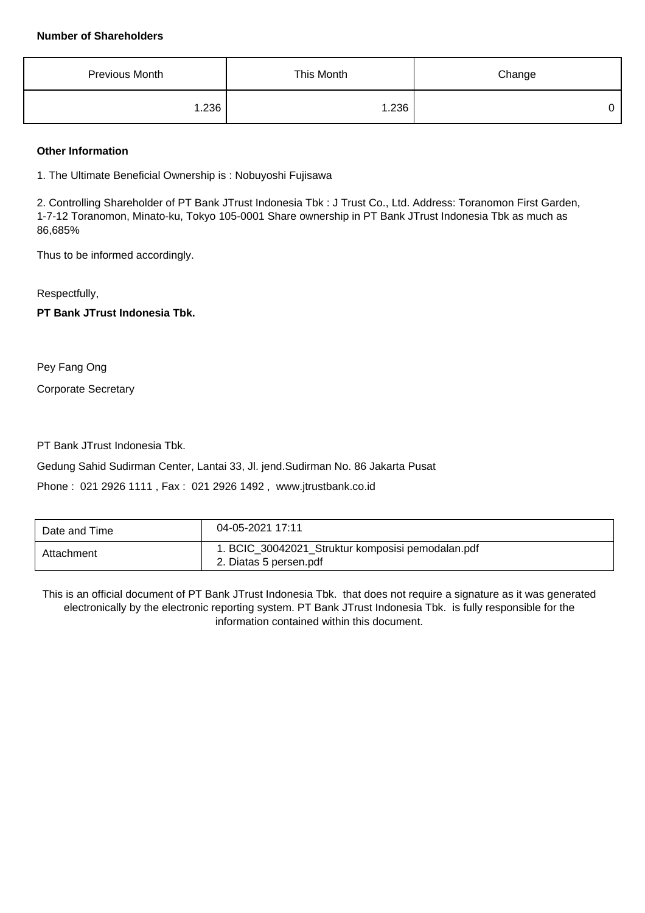**Number of Shareholders**

| Previous Month | This Month | Change |
|---|---|---|
| 1.236 | 1.236 | 0 |

**Other Information**

1. The Ultimate Beneficial Ownership is : Nobuyoshi Fujisawa

2. Controlling Shareholder of PT Bank JTrust Indonesia Tbk : J Trust Co., Ltd. Address: Toranomon First Garden, 1-7-12 Toranomon, Minato-ku, Tokyo 105-0001 Share ownership in PT Bank JTrust Indonesia Tbk as much as 86,685%

Thus to be informed accordingly.

Respectfully,

**PT Bank JTrust Indonesia Tbk.**

Pey Fang Ong

Corporate Secretary

PT Bank JTrust Indonesia Tbk.

Gedung Sahid Sudirman Center, Lantai 33, Jl. jend.Sudirman No. 86 Jakarta Pusat

Phone : 021 2926 1111 , Fax : 021 2926 1492 , www.jtrustbank.co.id

| | |
|---|---|
| Date and Time | 04-05-2021 17:11 |
| Attachment | 1. BCIC_30042021_Struktur komposisi pemodalan.pdf<br>2. Diatas 5 persen.pdf |

This is an official document of PT Bank JTrust Indonesia Tbk. that does not require a signature as it was generated electronically by the electronic reporting system. PT Bank JTrust Indonesia Tbk. is fully responsible for the information contained within this document.